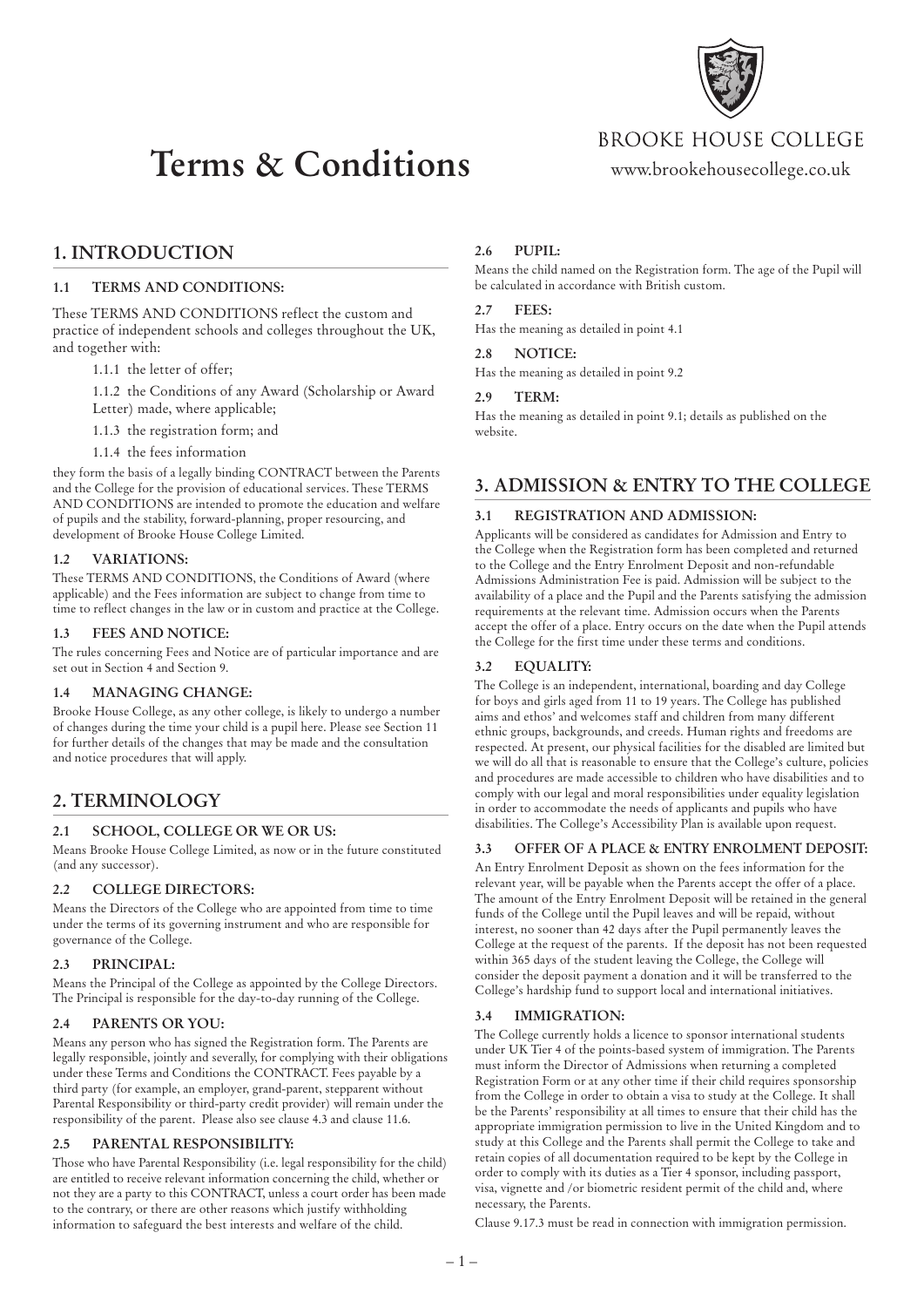# Terms & Conditions

BROOKE HOUSE COLLEGE

www.brookehousecollege.co.uk

## 1. INTRODUCTION

### 1.1 TERMS AND CONDITIONS:

These TERMS AND CONDITIONS reflect the custom and practice of independent schools and colleges throughout the UK, and together with:

1.1.1 the letter of offer;

1.1.2 the Conditions of any Award (Scholarship or Award Letter) made, where applicable;

1.1.3 the registration form; and

1.1.4 the fees information

they form the basis of a legally binding CONTRACT between the Parents and the College for the provision of educational services. These TERMS AND CONDITIONS are intended to promote the education and welfare of pupils and the stability, forward-planning, proper resourcing, and development of Brooke House College Limited.

### 1.2 VARIATIONS:

These TERMS AND CONDITIONS, the Conditions of Award (where applicable) and the Fees information are subject to change from time to time to reflect changes in the law or in custom and practice at the College.

### 1.3 FEES AND NOTICE:

The rules concerning Fees and Notice are of particular importance and are set out in Section 4 and Section 9.

### 1.4 MANAGING CHANGE:

Brooke House College, as any other college, is likely to undergo a number of changes during the time your child is a pupil here. Please see Section 11 for further details of the changes that may be made and the consultation and notice procedures that will apply.

## 2. TERMINOLOGY

### 2.1 SCHOOL, COLLEGE OR WE OR US:

Means Brooke House College Limited, as now or in the future constituted (and any successor).

### 2.2 COLLEGE DIRECTORS:

Means the Directors of the College who are appointed from time to time under the terms of its governing instrument and who are responsible for governance of the College.

### 2.3 PRINCIPAL:

Means the Principal of the College as appointed by the College Directors. The Principal is responsible for the day-to-day running of the College.

### 2.4 PARENTS OR YOU:

Means any person who has signed the Registration form. The Parents are legally responsible, jointly and severally, for complying with their obligations under these Terms and Conditions the CONTRACT. Fees payable by a third party (for example, an employer, grand-parent, stepparent without Parental Responsibility or third-party credit provider) will remain under the responsibility of the parent. Please also see clause 4.3 and clause 11.6.

### 2.5 PARENTAL RESPONSIBILITY:

Those who have Parental Responsibility (i.e. legal responsibility for the child) are entitled to receive relevant information concerning the child, whether or not they are a party to this CONTRACT, unless a court order has been made to the contrary, or there are other reasons which justify withholding information to safeguard the best interests and welfare of the child.

### 2.6 PUPIL:

Means the child named on the Registration form. The age of the Pupil will be calculated in accordance with British custom.

### 2.7 FEES:

Has the meaning as detailed in point 4.1

### 2.8 NOTICE:

Has the meaning as detailed in point 9.2

### 2.9 TERM:

Has the meaning as detailed in point 9.1; details as published on the website.

## 3. ADMISSION & ENTRY TO THE COLLEGE

### 3.1 REGISTRATION AND ADMISSION:

Applicants will be considered as candidates for Admission and Entry to the College when the Registration form has been completed and returned to the College and the Entry Enrolment Deposit and non-refundable Admissions Administration Fee is paid. Admission will be subject to the availability of a place and the Pupil and the Parents satisfying the admission requirements at the relevant time. Admission occurs when the Parents accept the offer of a place. Entry occurs on the date when the Pupil attends the College for the first time under these terms and conditions.

### 3.2 EQUALITY:

The College is an independent, international, boarding and day College for boys and girls aged from 11 to 19 years. The College has published aims and ethos' and welcomes staff and children from many different ethnic groups, backgrounds, and creeds. Human rights and freedoms are respected. At present, our physical facilities for the disabled are limited but we will do all that is reasonable to ensure that the College's culture, policies and procedures are made accessible to children who have disabilities and to comply with our legal and moral responsibilities under equality legislation in order to accommodate the needs of applicants and pupils who have disabilities. The College's Accessibility Plan is available upon request.

### 3.3 OFFER OF A PLACE & ENTRY ENROLMENT DEPOSIT:

An Entry Enrolment Deposit as shown on the fees information for the relevant year, will be payable when the Parents accept the offer of a place. The amount of the Entry Enrolment Deposit will be retained in the general funds of the College until the Pupil leaves and will be repaid, without interest, no sooner than 42 days after the Pupil permanently leaves the College at the request of the parents. If the deposit has not been requested within 365 days of the student leaving the College, the College will consider the deposit payment a donation and it will be transferred to the College's hardship fund to support local and international initiatives.

### 3.4 IMMIGRATION:

The College currently holds a licence to sponsor international students under UK Tier 4 of the points-based system of immigration. The Parents must inform the Director of Admissions when returning a completed Registration Form or at any other time if their child requires sponsorship from the College in order to obtain a visa to study at the College. It shall be the Parents' responsibility at all times to ensure that their child has the appropriate immigration permission to live in the United Kingdom and to study at this College and the Parents shall permit the College to take and retain copies of all documentation required to be kept by the College in order to comply with its duties as a Tier 4 sponsor, including passport, visa, vignette and /or biometric resident permit of the child and, where necessary, the Parents.

Clause 9.17.3 must be read in connection with immigration permission.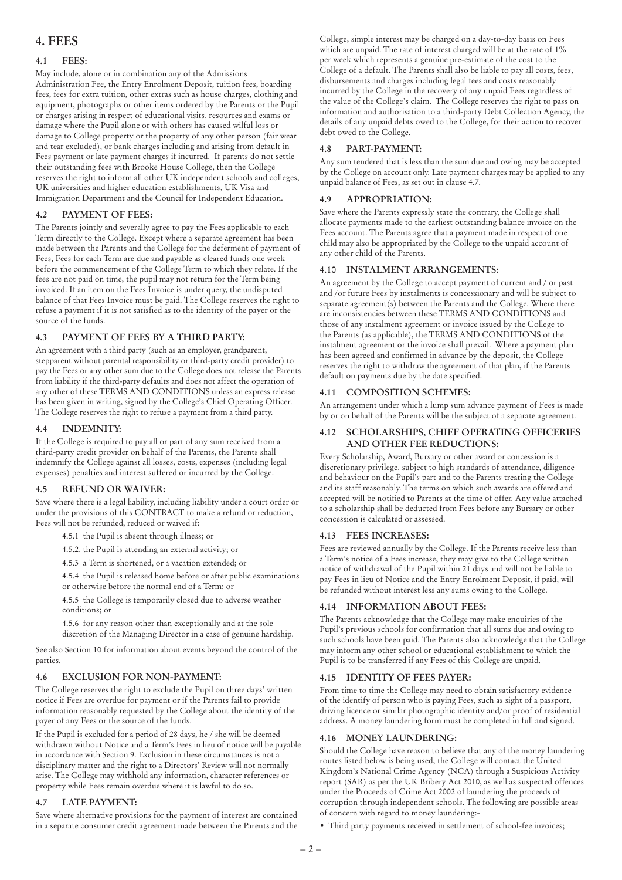# 4. FEES

### 4.1 FEES:

May include, alone or in combination any of the Admissions Administration Fee, the Entry Enrolment Deposit, tuition fees, boarding fees, fees for extra tuition, other extras such as house charges, clothing and equipment, photographs or other items ordered by the Parents or the Pupil or charges arising in respect of educational visits, resources and exams or damage where the Pupil alone or with others has caused wilful loss or damage to College property or the property of any other person (fair wear and tear excluded), or bank charges including and arising from default in Fees payment or late payment charges if incurred. If parents do not settle their outstanding fees with Brooke House College, then the College reserves the right to inform all other UK independent schools and colleges, UK universities and higher education establishments, UK Visa and Immigration Department and the Council for Independent Education.

### 4.2 PAYMENT OF FEES:

The Parents jointly and severally agree to pay the Fees applicable to each Term directly to the College. Except where a separate agreement has been made between the Parents and the College for the deferment of payment of Fees, Fees for each Term are due and payable as cleared funds one week before the commencement of the College Term to which they relate. If the fees are not paid on time, the pupil may not return for the Term being invoiced. If an item on the Fees Invoice is under query, the undisputed balance of that Fees Invoice must be paid. The College reserves the right to refuse a payment if it is not satisfied as to the identity of the payer or the source of the funds.

### 4.3 PAYMENT OF FEES BY A THIRD PARTY:

An agreement with a third party (such as an employer, grandparent, stepparent without parental responsibility or third-party credit provider) to pay the Fees or any other sum due to the College does not release the Parents from liability if the third-party defaults and does not affect the operation of any other of these TERMS AND CONDITIONS unless an express release has been given in writing, signed by the College's Chief Operating Officer. The College reserves the right to refuse a payment from a third party.

### 4.4 INDEMNITY:

If the College is required to pay all or part of any sum received from a third-party credit provider on behalf of the Parents, the Parents shall indemnify the College against all losses, costs, expenses (including legal expenses) penalties and interest suffered or incurred by the College.

### 4.5 REFUND OR WAIVER:

Save where there is a legal liability, including liability under a court order or under the provisions of this CONTRACT to make a refund or reduction, Fees will not be refunded, reduced or waived if:

4.5.1 the Pupil is absent through illness; or

4.5.2. the Pupil is attending an external activity; or

4.5.3 a Term is shortened, or a vacation extended; or

4.5.4 the Pupil is released home before or after public examinations or otherwise before the normal end of a Term; or

4.5.5 the College is temporarily closed due to adverse weather conditions; or

4.5.6 for any reason other than exceptionally and at the sole discretion of the Managing Director in a case of genuine hardship.

See also Section 10 for information about events beyond the control of the parties.

### 4.6 EXCLUSION FOR NON-PAYMENT:

The College reserves the right to exclude the Pupil on three days' written notice if Fees are overdue for payment or if the Parents fail to provide information reasonably requested by the College about the identity of the payer of any Fees or the source of the funds.

If the Pupil is excluded for a period of 28 days, he / she will be deemed withdrawn without Notice and a Term's Fees in lieu of notice will be payable in accordance with Section 9. Exclusion in these circumstances is not a disciplinary matter and the right to a Directors' Review will not normally arise. The College may withhold any information, character references or property while Fees remain overdue where it is lawful to do so.

### 4.7 LATE PAYMENT:

Save where alternative provisions for the payment of interest are contained in a separate consumer credit agreement made between the Parents and the College, simple interest may be charged on a day-to-day basis on Fees which are unpaid. The rate of interest charged will be at the rate of 1% per week which represents a genuine pre-estimate of the cost to the College of a default. The Parents shall also be liable to pay all costs, fees, disbursements and charges including legal fees and costs reasonably incurred by the College in the recovery of any unpaid Fees regardless of the value of the College's claim. The College reserves the right to pass on information and authorisation to a third-party Debt Collection Agency, the details of any unpaid debts owed to the College, for their action to recover debt owed to the College.

### 4.8 PART-PAYMENT:

Any sum tendered that is less than the sum due and owing may be accepted by the College on account only. Late payment charges may be applied to any unpaid balance of Fees, as set out in clause 4.7.

### 4.9 APPROPRIATION:

Save where the Parents expressly state the contrary, the College shall allocate payments made to the earliest outstanding balance invoice on the Fees account. The Parents agree that a payment made in respect of one child may also be appropriated by the College to the unpaid account of any other child of the Parents.

### 4.10 INSTALMENT ARRANGEMENTS:

An agreement by the College to accept payment of current and / or past and /or future Fees by instalments is concessionary and will be subject to separate agreement(s) between the Parents and the College. Where there are inconsistencies between these TERMS AND CONDITIONS and those of any instalment agreement or invoice issued by the College to the Parents (as applicable), the TERMS AND CONDITIONS of the instalment agreement or the invoice shall prevail. Where a payment plan has been agreed and confirmed in advance by the deposit, the College reserves the right to withdraw the agreement of that plan, if the Parents default on payments due by the date specified.

### 4.11 COMPOSITION SCHEMES:

An arrangement under which a lump sum advance payment of Fees is made by or on behalf of the Parents will be the subject of a separate agreement.

### 4.12 SCHOLARSHIPS, CHIEF OPERATING OFFICERIES AND OTHER FEE REDUCTIONS:

Every Scholarship, Award, Bursary or other award or concession is a discretionary privilege, subject to high standards of attendance, diligence and behaviour on the Pupil's part and to the Parents treating the College and its staff reasonably. The terms on which such awards are offered and accepted will be notified to Parents at the time of offer. Any value attached to a scholarship shall be deducted from Fees before any Bursary or other concession is calculated or assessed.

### 4.13 FEES INCREASES:

Fees are reviewed annually by the College. If the Parents receive less than a Term's notice of a Fees increase, they may give to the College written notice of withdrawal of the Pupil within 21 days and will not be liable to pay Fees in lieu of Notice and the Entry Enrolment Deposit, if paid, will be refunded without interest less any sums owing to the College.

### 4.14 INFORMATION ABOUT FEES:

The Parents acknowledge that the College may make enquiries of the Pupil's previous schools for confirmation that all sums due and owing to such schools have been paid. The Parents also acknowledge that the College may inform any other school or educational establishment to which the Pupil is to be transferred if any Fees of this College are unpaid.

### 4.15 IDENTITY OF FEES PAYER:

From time to time the College may need to obtain satisfactory evidence of the identify of person who is paying Fees, such as sight of a passport, driving licence or similar photographic identity and/or proof of residential address. A money laundering form must be completed in full and signed.

### 4.16 MONEY LAUNDERING:

Should the College have reason to believe that any of the money laundering routes listed below is being used, the College will contact the United Kingdom's National Crime Agency (NCA) through a Suspicious Activity report (SAR) as per the UK Bribery Act 2010, as well as suspected offences under the Proceeds of Crime Act 2002 of laundering the proceeds of corruption through independent schools. The following are possible areas of concern with regard to money laundering:-

- Third party payments received in settlement of school-fee invoices;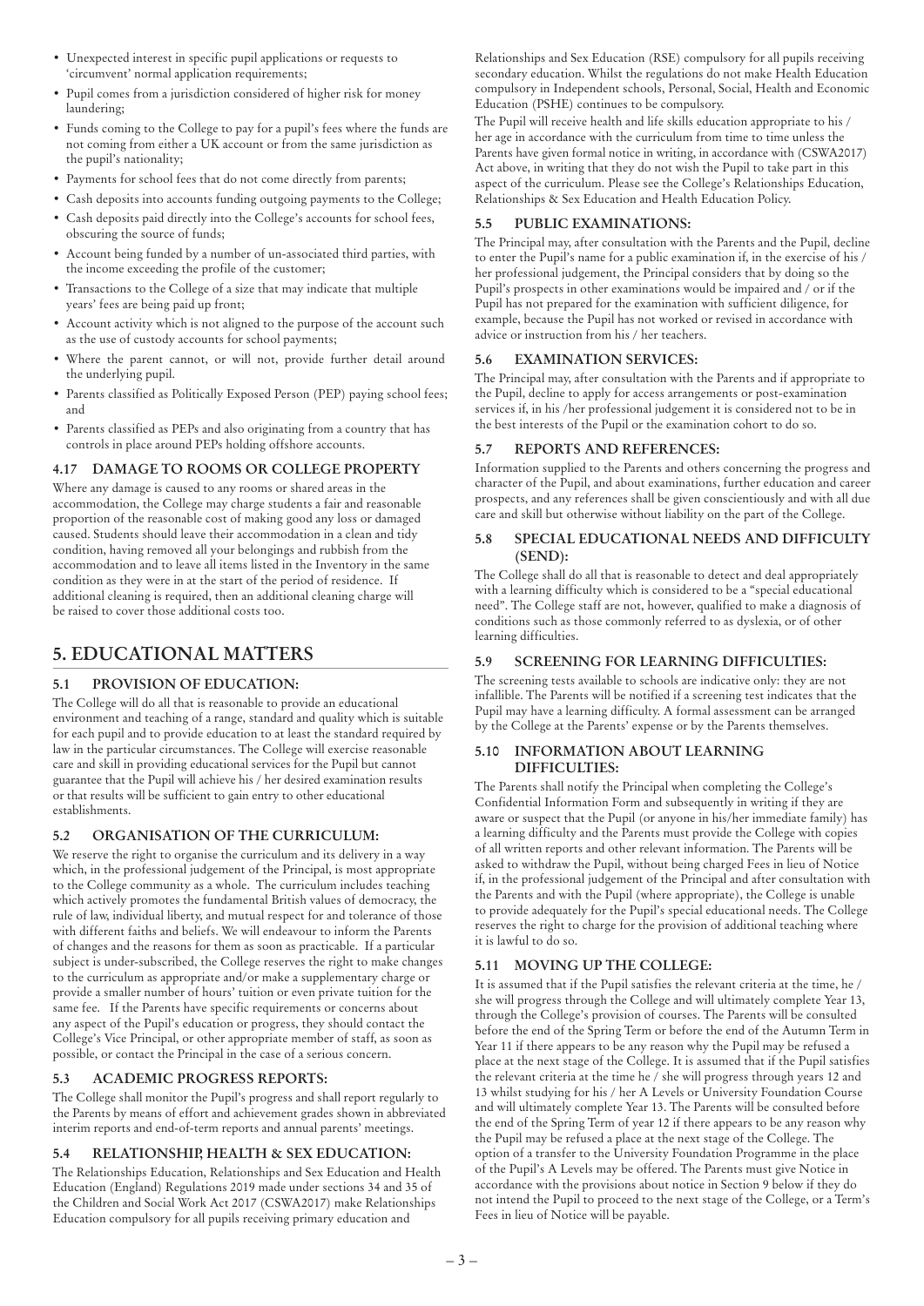- Unexpected interest in specific pupil applications or requests to 'circumvent' normal application requirements;
- Pupil comes from a jurisdiction considered of higher risk for money laundering;
- Funds coming to the College to pay for a pupil's fees where the funds are not coming from either a UK account or from the same jurisdiction as the pupil's nationality;
- Payments for school fees that do not come directly from parents;
- Cash deposits into accounts funding outgoing payments to the College;
- Cash deposits paid directly into the College's accounts for school fees, obscuring the source of funds;
- Account being funded by a number of un-associated third parties, with the income exceeding the profile of the customer;
- Transactions to the College of a size that may indicate that multiple years' fees are being paid up front;
- Account activity which is not aligned to the purpose of the account such as the use of custody accounts for school payments;
- Where the parent cannot, or will not, provide further detail around the underlying pupil.
- Parents classified as Politically Exposed Person (PEP) paying school fees; and
- Parents classified as PEPs and also originating from a country that has controls in place around PEPs holding offshore accounts.

### 4.17 DAMAGE TO ROOMS OR COLLEGE PROPERTY

Where any damage is caused to any rooms or shared areas in the accommodation, the College may charge students a fair and reasonable proportion of the reasonable cost of making good any loss or damaged caused. Students should leave their accommodation in a clean and tidy condition, having removed all your belongings and rubbish from the accommodation and to leave all items listed in the Inventory in the same condition as they were in at the start of the period of residence. If additional cleaning is required, then an additional cleaning charge will be raised to cover those additional costs too.

## 5. EDUCATIONAL MATTERS

### 5.1 PROVISION OF EDUCATION:

The College will do all that is reasonable to provide an educational environment and teaching of a range, standard and quality which is suitable for each pupil and to provide education to at least the standard required by law in the particular circumstances. The College will exercise reasonable care and skill in providing educational services for the Pupil but cannot guarantee that the Pupil will achieve his / her desired examination results or that results will be sufficient to gain entry to other educational establishments.

### 5.2 ORGANISATION OF THE CURRICULUM:

We reserve the right to organise the curriculum and its delivery in a way which, in the professional judgement of the Principal, is most appropriate to the College community as a whole. The curriculum includes teaching which actively promotes the fundamental British values of democracy, the rule of law, individual liberty, and mutual respect for and tolerance of those with different faiths and beliefs. We will endeavour to inform the Parents of changes and the reasons for them as soon as practicable. If a particular subject is under-subscribed, the College reserves the right to make changes to the curriculum as appropriate and/or make a supplementary charge or provide a smaller number of hours' tuition or even private tuition for the same fee. If the Parents have specific requirements or concerns about any aspect of the Pupil's education or progress, they should contact the College's Vice Principal, or other appropriate member of staff, as soon as possible, or contact the Principal in the case of a serious concern.

### 5.3 ACADEMIC PROGRESS REPORTS:

The College shall monitor the Pupil's progress and shall report regularly to the Parents by means of effort and achievement grades shown in abbreviated interim reports and end-of-term reports and annual parents' meetings.

### 5.4 RELATIONSHIP, HEALTH & SEX EDUCATION:

The Relationships Education, Relationships and Sex Education and Health Education (England) Regulations 2019 made under sections 34 and 35 of the Children and Social Work Act 2017 (CSWA2017) make Relationships Education compulsory for all pupils receiving primary education and Relationships and Sex Education (RSE) compulsory for all pupils receiving secondary education. Whilst the regulations do not make Health Education compulsory in Independent schools, Personal, Social, Health and Economic Education (PSHE) continues to be compulsory.

The Pupil will receive health and life skills education appropriate to his / her age in accordance with the curriculum from time to time unless the Parents have given formal notice in writing, in accordance with (CSWA2017) Act above, in writing that they do not wish the Pupil to take part in this aspect of the curriculum. Please see the College's Relationships Education, Relationships & Sex Education and Health Education Policy.

### 5.5 PUBLIC EXAMINATIONS:

The Principal may, after consultation with the Parents and the Pupil, decline to enter the Pupil's name for a public examination if, in the exercise of his / her professional judgement, the Principal considers that by doing so the Pupil's prospects in other examinations would be impaired and / or if the Pupil has not prepared for the examination with sufficient diligence, for example, because the Pupil has not worked or revised in accordance with advice or instruction from his / her teachers.

### 5.6 EXAMINATION SERVICES:

The Principal may, after consultation with the Parents and if appropriate to the Pupil, decline to apply for access arrangements or post-examination services if, in his /her professional judgement it is considered not to be in the best interests of the Pupil or the examination cohort to do so.

### 5.7 REPORTS AND REFERENCES:

Information supplied to the Parents and others concerning the progress and character of the Pupil, and about examinations, further education and career prospects, and any references shall be given conscientiously and with all due care and skill but otherwise without liability on the part of the College.

### 5.8 SPECIAL EDUCATIONAL NEEDS AND DIFFICULTY (SEND):

The College shall do all that is reasonable to detect and deal appropriately with a learning difficulty which is considered to be a "special educational need". The College staff are not, however, qualified to make a diagnosis of conditions such as those commonly referred to as dyslexia, or of other learning difficulties.

### 5.9 SCREENING FOR LEARNING DIFFICULTIES:

The screening tests available to schools are indicative only: they are not infallible. The Parents will be notified if a screening test indicates that the Pupil may have a learning difficulty. A formal assessment can be arranged by the College at the Parents' expense or by the Parents themselves.

### 5.10 INFORMATION ABOUT LEARNING DIFFICULTIES:

The Parents shall notify the Principal when completing the College's Confidential Information Form and subsequently in writing if they are aware or suspect that the Pupil (or anyone in his/her immediate family) has a learning difficulty and the Parents must provide the College with copies of all written reports and other relevant information. The Parents will be asked to withdraw the Pupil, without being charged Fees in lieu of Notice if, in the professional judgement of the Principal and after consultation with the Parents and with the Pupil (where appropriate), the College is unable to provide adequately for the Pupil's special educational needs. The College reserves the right to charge for the provision of additional teaching where it is lawful to do so.

### 5.11 MOVING UP THE COLLEGE:

It is assumed that if the Pupil satisfies the relevant criteria at the time, he / she will progress through the College and will ultimately complete Year 13, through the College's provision of courses. The Parents will be consulted before the end of the Spring Term or before the end of the Autumn Term in Year 11 if there appears to be any reason why the Pupil may be refused a place at the next stage of the College. It is assumed that if the Pupil satisfies the relevant criteria at the time he / she will progress through years 12 and 13 whilst studying for his / her A Levels or University Foundation Course and will ultimately complete Year 13. The Parents will be consulted before the end of the Spring Term of year 12 if there appears to be any reason why the Pupil may be refused a place at the next stage of the College. The option of a transfer to the University Foundation Programme in the place of the Pupil's A Levels may be offered. The Parents must give Notice in accordance with the provisions about notice in Section 9 below if they do not intend the Pupil to proceed to the next stage of the College, or a Term's Fees in lieu of Notice will be payable.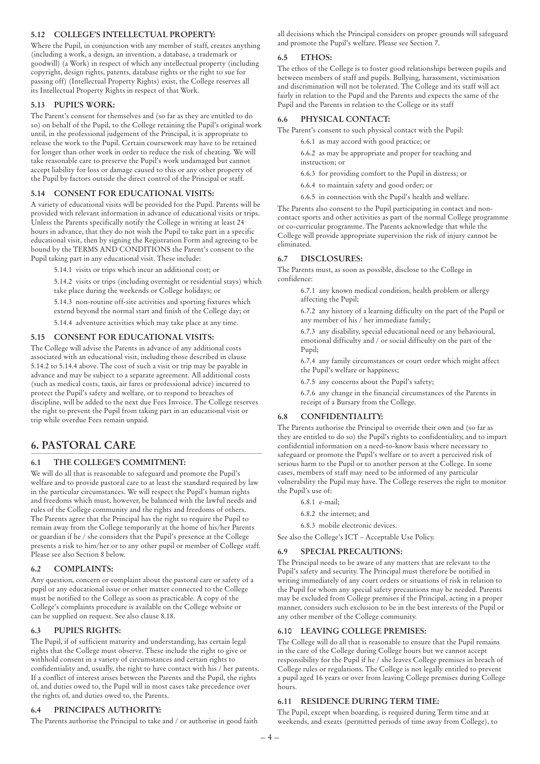### 5.12 COLLEGE'S INTELLECTUAL PROPERTY:

Where the Pupil, in conjunction with any member of staff, creates anything (including a work, a design, an invention, a database, a trademark or goodwill) (a Work) in respect of which any intellectual property (including copyright, design rights, patents, database rights or the right to sue for passing off) (Intellectual Property Rights) exist, the College reserves all its Intellectual Property Rights in respect of that Work.

### 5.13 PUPIL'S WORK:

The Parent's consent for themselves and (so far as they are entitled to do so) on behalf of the Pupil, to the College retaining the Pupil's original work until, in the professional judgement of the Principal, it is appropriate to release the work to the Pupil. Certain coursework may have to be retained for longer than other work in order to reduce the risk of cheating. We will take reasonable care to preserve the Pupil's work undamaged but cannot accept liability for loss or damage caused to this or any other property of the Pupil by factors outside the direct control of the Principal or staff.

### 5.14 CONSENT FOR EDUCATIONAL VISITS:

A variety of educational visits will be provided for the Pupil. Parents will be provided with relevant information in advance of educational visits or trips. Unless the Parents specifically notify the College in writing at least 24 hours in advance, that they do not wish the Pupil to take part in a specific educational visit, then by signing the Registration Form and agreeing to be bound by the TERMS AND CONDITIONS the Parent's consent to the Pupil taking part in any educational visit. These include:

5.14.1 visits or trips which incur an additional cost; or

5.14.2 visits or trips (including overnight or residential stays) which take place during the weekends or College holidays; or

5.14.3 non-routine off-site activities and sporting fixtures which extend beyond the normal start and finish of the College day; or

5.14.4 adventure activities which may take place at any time.

### 5.15 CONSENT FOR EDUCATIONAL VISITS:

The College will advise the Parents in advance of any additional costs associated with an educational visit, including those described in clause 5.14.2 to 5.14.4 above. The cost of such a visit or trip may be payable in advance and may be subject to a separate agreement. All additional costs (such as medical costs, taxis, air fares or professional advice) incurred to protect the Pupil's safety and welfare, or to respond to breaches of discipline, will be added to the next due Fees Invoice. The College reserves the right to prevent the Pupil from taking part in an educational visit or trip while overdue Fees remain unpaid.

## 6. PASTORAL CARE

### 6.1 THE COLLEGE'S COMMITMENT:

We will do all that is reasonable to safeguard and promote the Pupil's welfare and to provide pastoral care to at least the standard required by law in the particular circumstances. We will respect the Pupil's human rights and freedoms which must, however, be balanced with the lawful needs and rules of the College community and the rights and freedoms of others. The Parents agree that the Principal has the right to require the Pupil to remain away from the College temporarily at the home of his/her Parents or guardian if he / she considers that the Pupil's presence at the College presents a risk to him/her or to any other pupil or member of College staff. Please see also Section 8 below.

### 6.2 COMPLAINTS:

Any question, concern or complaint about the pastoral care or safety of a pupil or any educational issue or other matter connected to the College must be notified to the College as soon as practicable. A copy of the College's complaints procedure is available on the College website or can be supplied on request. See also clause 8.18.

### 6.3 PUPIL'S RIGHTS:

The Pupil, if of sufficient maturity and understanding, has certain legal rights that the College must observe. These include the right to give or withhold consent in a variety of circumstances and certain rights to confidentiality and, usually, the right to have contact with his / her parents. If a conflict of interest arises between the Parents and the Pupil, the rights of, and duties owed to, the Pupil will in most cases take precedence over the rights of, and duties owed to, the Parents.

### 6.4 PRINCIPAL'S AUTHORITY:

The Parents authorise the Principal to take and / or authorise in good faith all decisions which the Principal considers on proper grounds will safeguard and promote the Pupil's welfare. Please see Section 7.

### 6.5 ETHOS:

The ethos of the College is to foster good relationships between pupils and between members of staff and pupils. Bullying, harassment, victimisation and discrimination will not be tolerated. The College and its staff will act fairly in relation to the Pupil and the Parents and expects the same of the Pupil and the Parents in relation to the College or its staff

### 6.6 PHYSICAL CONTACT:

The Parent's consent to such physical contact with the Pupil:

6.6.1 as may accord with good practice; or

6.6.2 as may be appropriate and proper for teaching and instruction; or

6.6.3 for providing comfort to the Pupil in distress; or

6.6.4 to maintain safety and good order; or

6.6.5 in connection with the Pupil's health and welfare.

The Parents also consent to the Pupil participating in contact and non-contact sports and other activities as part of the normal College programme or co-curricular programme. The Parents acknowledge that while the College will provide appropriate supervision the risk of injury cannot be eliminated.

### 6.7 DISCLOSURES:

The Parents must, as soon as possible, disclose to the College in confidence:

6.7.1 any known medical condition, health problem or allergy affecting the Pupil;

6.7.2 any history of a learning difficulty on the part of the Pupil or any member of his / her immediate family;

6.7.3 any disability, special educational need or any behavioural, emotional difficulty and / or social difficulty on the part of the Pupil;

6.7.4 any family circumstances or court order which might affect the Pupil's welfare or happiness;

6.7.5 any concerns about the Pupil's safety;

6.7.6 any change in the financial circumstances of the Parents in receipt of a Bursary from the College.

### 6.8 CONFIDENTIALITY:

The Parents authorise the Principal to override their own and (so far as they are entitled to do so) the Pupil's rights to confidentiality, and to impart confidential information on a need-to-know basis where necessary to safeguard or promote the Pupil's welfare or to avert a perceived risk of serious harm to the Pupil or to another person at the College. In some cases, members of staff may need to be informed of any particular vulnerability the Pupil may have. The College reserves the right to monitor the Pupil's use of:

6.8.1 e-mail;

6.8.2 the internet; and

6.8.3 mobile electronic devices.

See also the College's ICT – Acceptable Use Policy.

### 6.9 SPECIAL PRECAUTIONS:

The Principal needs to be aware of any matters that are relevant to the Pupil's safety and security. The Principal must therefore be notified in writing immediately of any court orders or situations of risk in relation to the Pupil for whom any special safety precautions may be needed. Parents may be excluded from College premises if the Principal, acting in a proper manner, considers such exclusion to be in the best interests of the Pupil or any other member of the College community.

### 6.10 LEAVING COLLEGE PREMISES:

The College will do all that is reasonable to ensure that the Pupil remains in the care of the College during College hours but we cannot accept responsibility for the Pupil if he / she leaves College premises in breach of College rules or regulations. The College is not legally entitled to prevent a pupil aged 16 years or over from leaving College premises during College hours.

### 6.11 RESIDENCE DURING TERM TIME:

The Pupil, except when boarding, is required during Term time and at weekends, and exeats (permitted periods of time away from College), to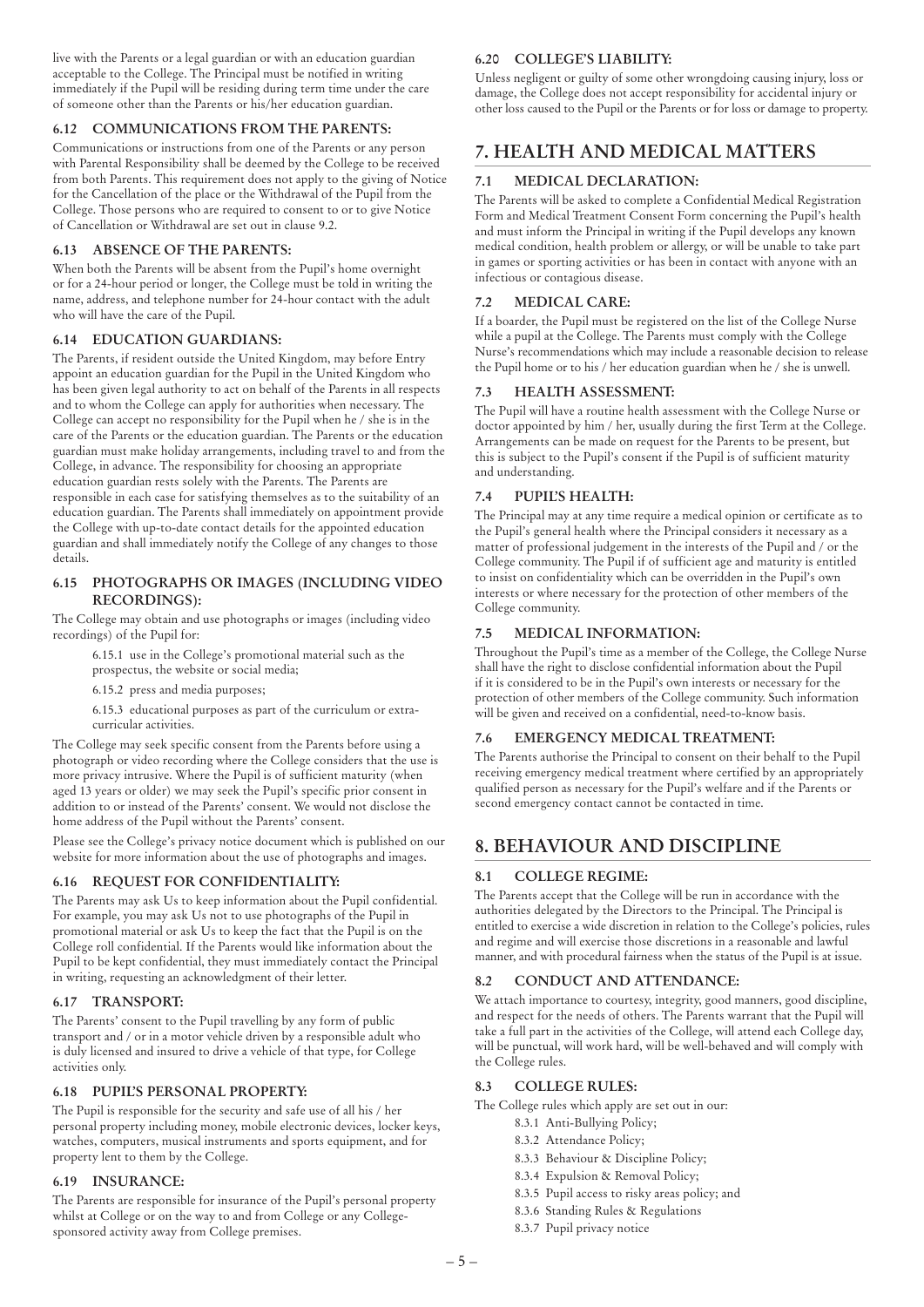live with the Parents or a legal guardian or with an education guardian acceptable to the College. The Principal must be notified in writing immediately if the Pupil will be residing during term time under the care of someone other than the Parents or his/her education guardian.

### 6.12 COMMUNICATIONS FROM THE PARENTS:

Communications or instructions from one of the Parents or any person with Parental Responsibility shall be deemed by the College to be received from both Parents. This requirement does not apply to the giving of Notice for the Cancellation of the place or the Withdrawal of the Pupil from the College. Those persons who are required to consent to or to give Notice of Cancellation or Withdrawal are set out in clause 9.2.

### 6.13 ABSENCE OF THE PARENTS:

When both the Parents will be absent from the Pupil's home overnight or for a 24-hour period or longer, the College must be told in writing the name, address, and telephone number for 24-hour contact with the adult who will have the care of the Pupil.

### 6.14 EDUCATION GUARDIANS:

The Parents, if resident outside the United Kingdom, may before Entry appoint an education guardian for the Pupil in the United Kingdom who has been given legal authority to act on behalf of the Parents in all respects and to whom the College can apply for authorities when necessary. The College can accept no responsibility for the Pupil when he / she is in the care of the Parents or the education guardian. The Parents or the education guardian must make holiday arrangements, including travel to and from the College, in advance. The responsibility for choosing an appropriate education guardian rests solely with the Parents. The Parents are responsible in each case for satisfying themselves as to the suitability of an education guardian. The Parents shall immediately on appointment provide the College with up-to-date contact details for the appointed education guardian and shall immediately notify the College of any changes to those details.

### 6.15 PHOTOGRAPHS OR IMAGES (INCLUDING VIDEO RECORDINGS):

The College may obtain and use photographs or images (including video recordings) of the Pupil for:

6.15.1 use in the College's promotional material such as the prospectus, the website or social media;

6.15.2 press and media purposes;

6.15.3 educational purposes as part of the curriculum or extra-curricular activities.

The College may seek specific consent from the Parents before using a photograph or video recording where the College considers that the use is more privacy intrusive. Where the Pupil is of sufficient maturity (when aged 13 years or older) we may seek the Pupil's specific prior consent in addition to or instead of the Parents' consent. We would not disclose the home address of the Pupil without the Parents' consent.

Please see the College's privacy notice document which is published on our website for more information about the use of photographs and images.

### 6.16 REQUEST FOR CONFIDENTIALITY:

The Parents may ask Us to keep information about the Pupil confidential. For example, you may ask Us not to use photographs of the Pupil in promotional material or ask Us to keep the fact that the Pupil is on the College roll confidential. If the Parents would like information about the Pupil to be kept confidential, they must immediately contact the Principal in writing, requesting an acknowledgment of their letter.

### 6.17 TRANSPORT:

The Parents' consent to the Pupil travelling by any form of public transport and / or in a motor vehicle driven by a responsible adult who is duly licensed and insured to drive a vehicle of that type, for College activities only.

### 6.18 PUPIL'S PERSONAL PROPERTY:

The Pupil is responsible for the security and safe use of all his / her personal property including money, mobile electronic devices, locker keys, watches, computers, musical instruments and sports equipment, and for property lent to them by the College.

### 6.19 INSURANCE:

The Parents are responsible for insurance of the Pupil's personal property whilst at College or on the way to and from College or any College-sponsored activity away from College premises.

### 6.20 COLLEGE'S LIABILITY:

Unless negligent or guilty of some other wrongdoing causing injury, loss or damage, the College does not accept responsibility for accidental injury or other loss caused to the Pupil or the Parents or for loss or damage to property.

## 7. HEALTH AND MEDICAL MATTERS

### 7.1 MEDICAL DECLARATION:

The Parents will be asked to complete a Confidential Medical Registration Form and Medical Treatment Consent Form concerning the Pupil's health and must inform the Principal in writing if the Pupil develops any known medical condition, health problem or allergy, or will be unable to take part in games or sporting activities or has been in contact with anyone with an infectious or contagious disease.

### 7.2 MEDICAL CARE:

If a boarder, the Pupil must be registered on the list of the College Nurse while a pupil at the College. The Parents must comply with the College Nurse's recommendations which may include a reasonable decision to release the Pupil home or to his / her education guardian when he / she is unwell.

### 7.3 HEALTH ASSESSMENT:

The Pupil will have a routine health assessment with the College Nurse or doctor appointed by him / her, usually during the first Term at the College. Arrangements can be made on request for the Parents to be present, but this is subject to the Pupil's consent if the Pupil is of sufficient maturity and understanding.

### 7.4 PUPIL'S HEALTH:

The Principal may at any time require a medical opinion or certificate as to the Pupil's general health where the Principal considers it necessary as a matter of professional judgement in the interests of the Pupil and / or the College community. The Pupil if of sufficient age and maturity is entitled to insist on confidentiality which can be overridden in the Pupil's own interests or where necessary for the protection of other members of the College community.

### 7.5 MEDICAL INFORMATION:

Throughout the Pupil's time as a member of the College, the College Nurse shall have the right to disclose confidential information about the Pupil if it is considered to be in the Pupil's own interests or necessary for the protection of other members of the College community. Such information will be given and received on a confidential, need-to-know basis.

### 7.6 EMERGENCY MEDICAL TREATMENT:

The Parents authorise the Principal to consent on their behalf to the Pupil receiving emergency medical treatment where certified by an appropriately qualified person as necessary for the Pupil's welfare and if the Parents or second emergency contact cannot be contacted in time.

## 8. BEHAVIOUR AND DISCIPLINE

### 8.1 COLLEGE REGIME:

The Parents accept that the College will be run in accordance with the authorities delegated by the Directors to the Principal. The Principal is entitled to exercise a wide discretion in relation to the College's policies, rules and regime and will exercise those discretions in a reasonable and lawful manner, and with procedural fairness when the status of the Pupil is at issue.

### 8.2 CONDUCT AND ATTENDANCE:

We attach importance to courtesy, integrity, good manners, good discipline, and respect for the needs of others. The Parents warrant that the Pupil will take a full part in the activities of the College, will attend each College day, will be punctual, will work hard, will be well-behaved and will comply with the College rules.

### 8.3 COLLEGE RULES:

The College rules which apply are set out in our:

8.3.1 Anti-Bullying Policy;

8.3.2 Attendance Policy;

8.3.3 Behaviour & Discipline Policy;

8.3.4 Expulsion & Removal Policy;

8.3.5 Pupil access to risky areas policy; and

8.3.6 Standing Rules & Regulations

8.3.7 Pupil privacy notice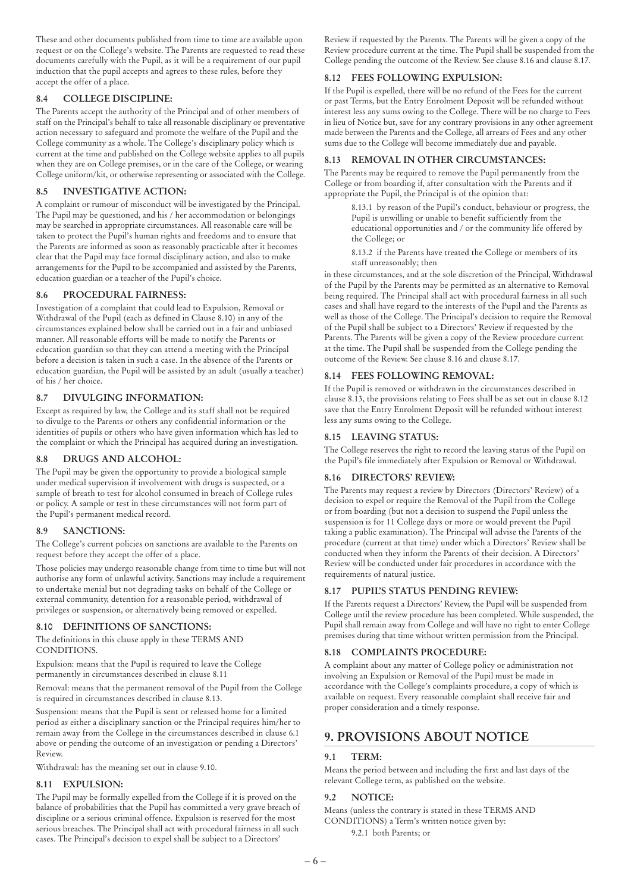These and other documents published from time to time are available upon request or on the College's website. The Parents are requested to read these documents carefully with the Pupil, as it will be a requirement of our pupil induction that the pupil accepts and agrees to these rules, before they accept the offer of a place.

### 8.4 COLLEGE DISCIPLINE:

The Parents accept the authority of the Principal and of other members of staff on the Principal's behalf to take all reasonable disciplinary or preventative action necessary to safeguard and promote the welfare of the Pupil and the College community as a whole. The College's disciplinary policy which is current at the time and published on the College website applies to all pupils when they are on College premises, or in the care of the College, or wearing College uniform/kit, or otherwise representing or associated with the College.

### 8.5 INVESTIGATIVE ACTION:

A complaint or rumour of misconduct will be investigated by the Principal. The Pupil may be questioned, and his / her accommodation or belongings may be searched in appropriate circumstances. All reasonable care will be taken to protect the Pupil's human rights and freedoms and to ensure that the Parents are informed as soon as reasonably practicable after it becomes clear that the Pupil may face formal disciplinary action, and also to make arrangements for the Pupil to be accompanied and assisted by the Parents, education guardian or a teacher of the Pupil's choice.

### 8.6 PROCEDURAL FAIRNESS:

Investigation of a complaint that could lead to Expulsion, Removal or Withdrawal of the Pupil (each as defined in Clause 8.10) in any of the circumstances explained below shall be carried out in a fair and unbiased manner. All reasonable efforts will be made to notify the Parents or education guardian so that they can attend a meeting with the Principal before a decision is taken in such a case. In the absence of the Parents or education guardian, the Pupil will be assisted by an adult (usually a teacher) of his / her choice.

### 8.7 DIVULGING INFORMATION:

Except as required by law, the College and its staff shall not be required to divulge to the Parents or others any confidential information or the identities of pupils or others who have given information which has led to the complaint or which the Principal has acquired during an investigation.

### 8.8 DRUGS AND ALCOHOL:

The Pupil may be given the opportunity to provide a biological sample under medical supervision if involvement with drugs is suspected, or a sample of breath to test for alcohol consumed in breach of College rules or policy. A sample or test in these circumstances will not form part of the Pupil's permanent medical record.

### 8.9 SANCTIONS:

The College's current policies on sanctions are available to the Parents on request before they accept the offer of a place.

Those policies may undergo reasonable change from time to time but will not authorise any form of unlawful activity. Sanctions may include a requirement to undertake menial but not degrading tasks on behalf of the College or external community, detention for a reasonable period, withdrawal of privileges or suspension, or alternatively being removed or expelled.

### 8.10 DEFINITIONS OF SANCTIONS:

The definitions in this clause apply in these TERMS AND CONDITIONS.

Expulsion: means that the Pupil is required to leave the College permanently in circumstances described in clause 8.11

Removal: means that the permanent removal of the Pupil from the College is required in circumstances described in clause 8.13.

Suspension: means that the Pupil is sent or released home for a limited period as either a disciplinary sanction or the Principal requires him/her to remain away from the College in the circumstances described in clause 6.1 above or pending the outcome of an investigation or pending a Directors' Review.

Withdrawal: has the meaning set out in clause 9.10.

### 8.11 EXPULSION:

The Pupil may be formally expelled from the College if it is proved on the balance of probabilities that the Pupil has committed a very grave breach of discipline or a serious criminal offence. Expulsion is reserved for the most serious breaches. The Principal shall act with procedural fairness in all such cases. The Principal's decision to expel shall be subject to a Directors' Review if requested by the Parents. The Parents will be given a copy of the Review procedure current at the time. The Pupil shall be suspended from the College pending the outcome of the Review. See clause 8.16 and clause 8.17.

### 8.12 FEES FOLLOWING EXPULSION:

If the Pupil is expelled, there will be no refund of the Fees for the current or past Terms, but the Entry Enrolment Deposit will be refunded without interest less any sums owing to the College. There will be no charge to Fees in lieu of Notice but, save for any contrary provisions in any other agreement made between the Parents and the College, all arrears of Fees and any other sums due to the College will become immediately due and payable.

### 8.13 REMOVAL IN OTHER CIRCUMSTANCES:

The Parents may be required to remove the Pupil permanently from the College or from boarding if, after consultation with the Parents and if appropriate the Pupil, the Principal is of the opinion that:

> 8.13.1 by reason of the Pupil's conduct, behaviour or progress, the Pupil is unwilling or unable to benefit sufficiently from the educational opportunities and / or the community life offered by the College; or
>
> 8.13.2 if the Parents have treated the College or members of its staff unreasonably; then

in these circumstances, and at the sole discretion of the Principal, Withdrawal of the Pupil by the Parents may be permitted as an alternative to Removal being required. The Principal shall act with procedural fairness in all such cases and shall have regard to the interests of the Pupil and the Parents as well as those of the College. The Principal's decision to require the Removal of the Pupil shall be subject to a Directors' Review if requested by the Parents. The Parents will be given a copy of the Review procedure current at the time. The Pupil shall be suspended from the College pending the outcome of the Review. See clause 8.16 and clause 8.17.

### 8.14 FEES FOLLOWING REMOVAL:

If the Pupil is removed or withdrawn in the circumstances described in clause 8.13, the provisions relating to Fees shall be as set out in clause 8.12 save that the Entry Enrolment Deposit will be refunded without interest less any sums owing to the College.

### 8.15 LEAVING STATUS:

The College reserves the right to record the leaving status of the Pupil on the Pupil's file immediately after Expulsion or Removal or Withdrawal.

### 8.16 DIRECTORS' REVIEW:

The Parents may request a review by Directors (Directors' Review) of a decision to expel or require the Removal of the Pupil from the College or from boarding (but not a decision to suspend the Pupil unless the suspension is for 11 College days or more or would prevent the Pupil taking a public examination). The Principal will advise the Parents of the procedure (current at that time) under which a Directors' Review shall be conducted when they inform the Parents of their decision. A Directors' Review will be conducted under fair procedures in accordance with the requirements of natural justice.

### 8.17 PUPIL'S STATUS PENDING REVIEW:

If the Parents request a Directors' Review, the Pupil will be suspended from College until the review procedure has been completed. While suspended, the Pupil shall remain away from College and will have no right to enter College premises during that time without written permission from the Principal.

### 8.18 COMPLAINTS PROCEDURE:

A complaint about any matter of College policy or administration not involving an Expulsion or Removal of the Pupil must be made in accordance with the College's complaints procedure, a copy of which is available on request. Every reasonable complaint shall receive fair and proper consideration and a timely response.

## 9. PROVISIONS ABOUT NOTICE

### 9.1 TERM:

Means the period between and including the first and last days of the relevant College term, as published on the website.

### 9.2 NOTICE:

Means (unless the contrary is stated in these TERMS AND CONDITIONS) a Term's written notice given by:

> 9.2.1 both Parents; or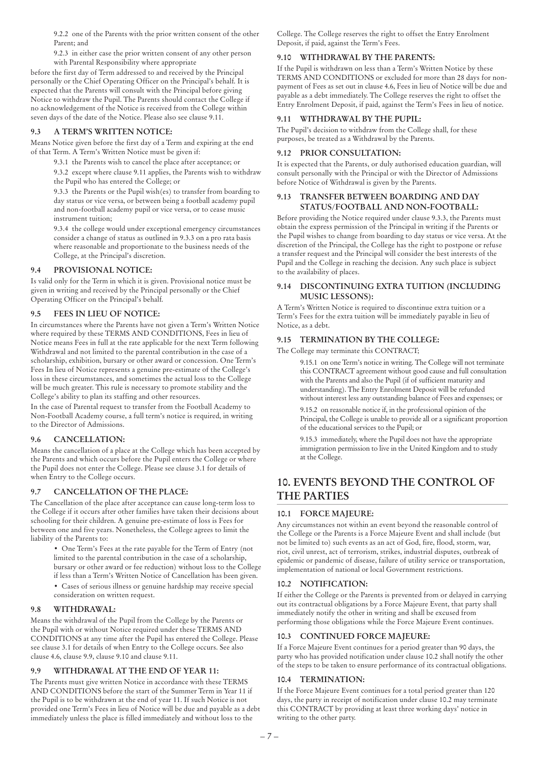9.2.2 one of the Parents with the prior written consent of the other Parent; and

9.2.3 in either case the prior written consent of any other person with Parental Responsibility where appropriate

before the first day of Term addressed to and received by the Principal personally or the Chief Operating Officer on the Principal's behalf. It is expected that the Parents will consult with the Principal before giving Notice to withdraw the Pupil. The Parents should contact the College if no acknowledgement of the Notice is received from the College within seven days of the date of the Notice. Please also see clause 9.11.

### 9.3 A TERM'S WRITTEN NOTICE:

Means Notice given before the first day of a Term and expiring at the end of that Term. A Term's Written Notice must be given if:

9.3.1 the Parents wish to cancel the place after acceptance; or

9.3.2 except where clause 9.11 applies, the Parents wish to withdraw the Pupil who has entered the College; or

9.3.3 the Parents or the Pupil wish(es) to transfer from boarding to day status or vice versa, or between being a football academy pupil and non-football academy pupil or vice versa, or to cease music instrument tuition;

9.3.4 the college would under exceptional emergency circumstances consider a change of status as outlined in 9.3.3 on a pro rata basis where reasonable and proportionate to the business needs of the College, at the Principal's discretion.

### 9.4 PROVISIONAL NOTICE:

Is valid only for the Term in which it is given. Provisional notice must be given in writing and received by the Principal personally or the Chief Operating Officer on the Principal's behalf.

### 9.5 FEES IN LIEU OF NOTICE:

In circumstances where the Parents have not given a Term's Written Notice where required by these TERMS AND CONDITIONS, Fees in lieu of Notice means Fees in full at the rate applicable for the next Term following Withdrawal and not limited to the parental contribution in the case of a scholarship, exhibition, bursary or other award or concession. One Term's Fees In lieu of Notice represents a genuine pre-estimate of the College's loss in these circumstances, and sometimes the actual loss to the College will be much greater. This rule is necessary to promote stability and the College's ability to plan its staffing and other resources.

In the case of Parental request to transfer from the Football Academy to Non-Football Academy course, a full term's notice is required, in writing to the Director of Admissions.

### 9.6 CANCELLATION:

Means the cancellation of a place at the College which has been accepted by the Parents and which occurs before the Pupil enters the College or where the Pupil does not enter the College. Please see clause 3.1 for details of when Entry to the College occurs.

### 9.7 CANCELLATION OF THE PLACE:

The Cancellation of the place after acceptance can cause long-term loss to the College if it occurs after other families have taken their decisions about schooling for their children. A genuine pre-estimate of loss is Fees for between one and five years. Nonetheless, the College agrees to limit the liability of the Parents to:

- One Term's Fees at the rate payable for the Term of Entry (not limited to the parental contribution in the case of a scholarship, bursary or other award or fee reduction) without loss to the College if less than a Term's Written Notice of Cancellation has been given.
- Cases of serious illness or genuine hardship may receive special consideration on written request.

### 9.8 WITHDRAWAL:

Means the withdrawal of the Pupil from the College by the Parents or the Pupil with or without Notice required under these TERMS AND CONDITIONS at any time after the Pupil has entered the College. Please see clause 3.1 for details of when Entry to the College occurs. See also clause 4.6, clause 9.9, clause 9.10 and clause 9.11.

### 9.9 WITHDRAWAL AT THE END OF YEAR 11:

The Parents must give written Notice in accordance with these TERMS AND CONDITIONS before the start of the Summer Term in Year 11 if the Pupil is to be withdrawn at the end of year 11. If such Notice is not provided one Term's Fees in lieu of Notice will be due and payable as a debt immediately unless the place is filled immediately and without loss to the College. The College reserves the right to offset the Entry Enrolment Deposit, if paid, against the Term's Fees.

### 9.10 WITHDRAWAL BY THE PARENTS:

If the Pupil is withdrawn on less than a Term's Written Notice by these TERMS AND CONDITIONS or excluded for more than 28 days for non-payment of Fees as set out in clause 4.6, Fees in lieu of Notice will be due and payable as a debt immediately. The College reserves the right to offset the Entry Enrolment Deposit, if paid, against the Term's Fees in lieu of notice.

### 9.11 WITHDRAWAL BY THE PUPIL:

The Pupil's decision to withdraw from the College shall, for these purposes, be treated as a Withdrawal by the Parents.

### 9.12 PRIOR CONSULTATION:

It is expected that the Parents, or duly authorised education guardian, will consult personally with the Principal or with the Director of Admissions before Notice of Withdrawal is given by the Parents.

### 9.13 TRANSFER BETWEEN BOARDING AND DAY STATUS/FOOTBALL AND NON-FOOTBALL:

Before providing the Notice required under clause 9.3.3, the Parents must obtain the express permission of the Principal in writing if the Parents or the Pupil wishes to change from boarding to day status or vice versa. At the discretion of the Principal, the College has the right to postpone or refuse a transfer request and the Principal will consider the best interests of the Pupil and the College in reaching the decision. Any such place is subject to the availability of places.

### 9.14 DISCONTINUING EXTRA TUITION (INCLUDING MUSIC LESSONS):

A Term's Written Notice is required to discontinue extra tuition or a Term's Fees for the extra tuition will be immediately payable in lieu of Notice, as a debt.

### 9.15 TERMINATION BY THE COLLEGE:

The College may terminate this CONTRACT;

9.15.1 on one Term's notice in writing. The College will not terminate this CONTRACT agreement without good cause and full consultation with the Parents and also the Pupil (if of sufficient maturity and understanding). The Entry Enrolment Deposit will be refunded without interest less any outstanding balance of Fees and expenses; or

9.15.2 on reasonable notice if, in the professional opinion of the Principal, the College is unable to provide all or a significant proportion of the educational services to the Pupil; or

9.15.3 immediately, where the Pupil does not have the appropriate immigration permission to live in the United Kingdom and to study at the College.

## 10. EVENTS BEYOND THE CONTROL OF THE PARTIES

### 10.1 FORCE MAJEURE:

Any circumstances not within an event beyond the reasonable control of the College or the Parents is a Force Majeure Event and shall include (but not be limited to) such events as an act of God, fire, flood, storm, war, riot, civil unrest, act of terrorism, strikes, industrial disputes, outbreak of epidemic or pandemic of disease, failure of utility service or transportation, implementation of national or local Government restrictions.

### 10.2 NOTIFICATION:

If either the College or the Parents is prevented from or delayed in carrying out its contractual obligations by a Force Majeure Event, that party shall immediately notify the other in writing and shall be excused from performing those obligations while the Force Majeure Event continues.

### 10.3 CONTINUED FORCE MAJEURE:

If a Force Majeure Event continues for a period greater than 90 days, the party who has provided notification under clause 10.2 shall notify the other of the steps to be taken to ensure performance of its contractual obligations.

### 10.4 TERMINATION:

If the Force Majeure Event continues for a total period greater than 120 days, the party in receipt of notification under clause 10.2 may terminate this CONTRACT by providing at least three working days' notice in writing to the other party.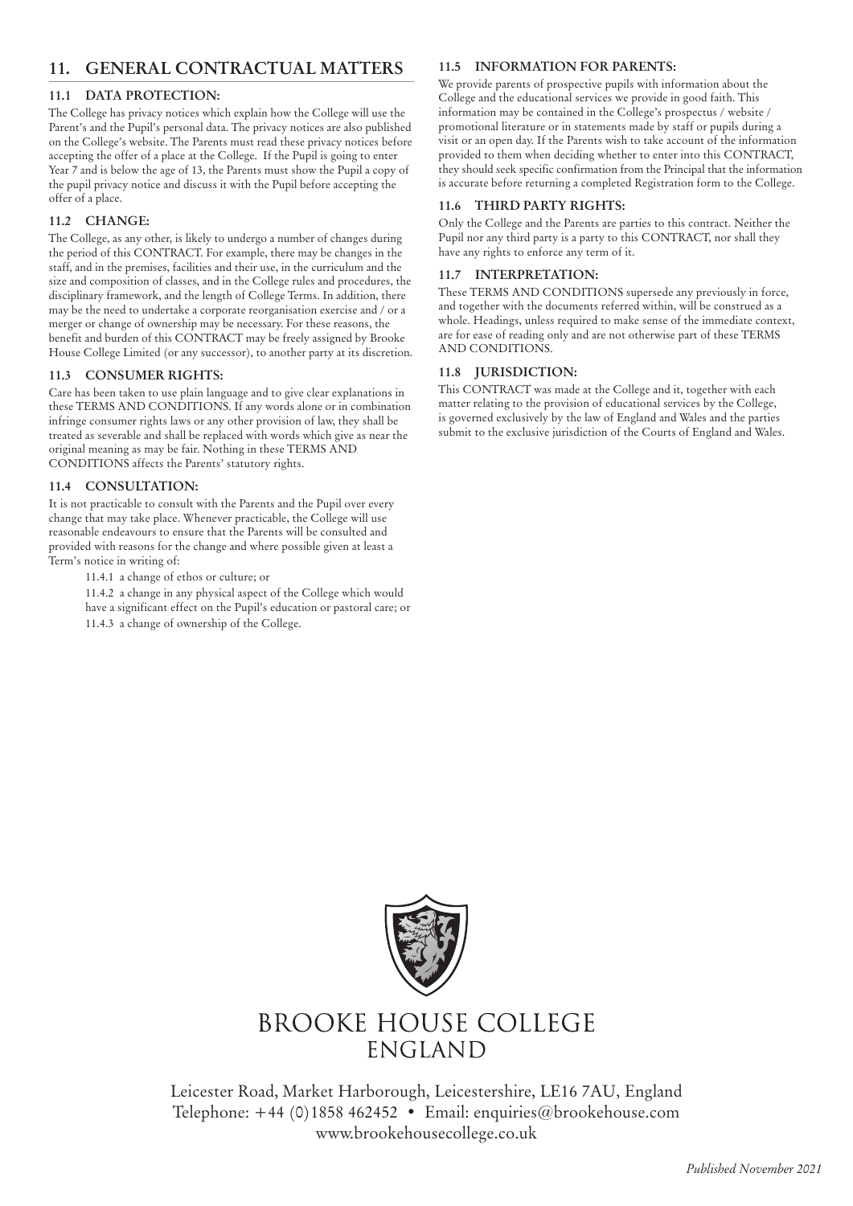## 11. GENERAL CONTRACTUAL MATTERS

### 11.1 DATA PROTECTION:

The College has privacy notices which explain how the College will use the Parent's and the Pupil's personal data. The privacy notices are also published on the College's website. The Parents must read these privacy notices before accepting the offer of a place at the College. If the Pupil is going to enter Year 7 and is below the age of 13, the Parents must show the Pupil a copy of the pupil privacy notice and discuss it with the Pupil before accepting the offer of a place.

### 11.2 CHANGE:

The College, as any other, is likely to undergo a number of changes during the period of this CONTRACT. For example, there may be changes in the staff, and in the premises, facilities and their use, in the curriculum and the size and composition of classes, and in the College rules and procedures, the disciplinary framework, and the length of College Terms. In addition, there may be the need to undertake a corporate reorganisation exercise and / or a merger or change of ownership may be necessary. For these reasons, the benefit and burden of this CONTRACT may be freely assigned by Brooke House College Limited (or any successor), to another party at its discretion.

### 11.3 CONSUMER RIGHTS:

Care has been taken to use plain language and to give clear explanations in these TERMS AND CONDITIONS. If any words alone or in combination infringe consumer rights laws or any other provision of law, they shall be treated as severable and shall be replaced with words which give as near the original meaning as may be fair. Nothing in these TERMS AND CONDITIONS affects the Parents' statutory rights.

### 11.4 CONSULTATION:

It is not practicable to consult with the Parents and the Pupil over every change that may take place. Whenever practicable, the College will use reasonable endeavours to ensure that the Parents will be consulted and provided with reasons for the change and where possible given at least a Term's notice in writing of:

11.4.1 a change of ethos or culture; or

11.4.2 a change in any physical aspect of the College which would have a significant effect on the Pupil's education or pastoral care; or

11.4.3 a change of ownership of the College.

### 11.5 INFORMATION FOR PARENTS:

We provide parents of prospective pupils with information about the College and the educational services we provide in good faith. This information may be contained in the College's prospectus / website / promotional literature or in statements made by staff or pupils during a visit or an open day. If the Parents wish to take account of the information provided to them when deciding whether to enter into this CONTRACT, they should seek specific confirmation from the Principal that the information is accurate before returning a completed Registration form to the College.

### 11.6 THIRD PARTY RIGHTS:

Only the College and the Parents are parties to this contract. Neither the Pupil nor any third party is a party to this CONTRACT, nor shall they have any rights to enforce any term of it.

### 11.7 INTERPRETATION:

These TERMS AND CONDITIONS supersede any previously in force, and together with the documents referred within, will be construed as a whole. Headings, unless required to make sense of the immediate context, are for ease of reading only and are not otherwise part of these TERMS AND CONDITIONS.

### 11.8 JURISDICTION:

This CONTRACT was made at the College and it, together with each matter relating to the provision of educational services by the College, is governed exclusively by the law of England and Wales and the parties submit to the exclusive jurisdiction of the Courts of England and Wales.

BROOKE HOUSE COLLEGE
ENGLAND

Leicester Road, Market Harborough, Leicestershire, LE16 7AU, England
Telephone: +44 (0)1858 462452 • Email: enquiries@brookehouse.com
www.brookehousecollege.co.uk

*Published November 2021*